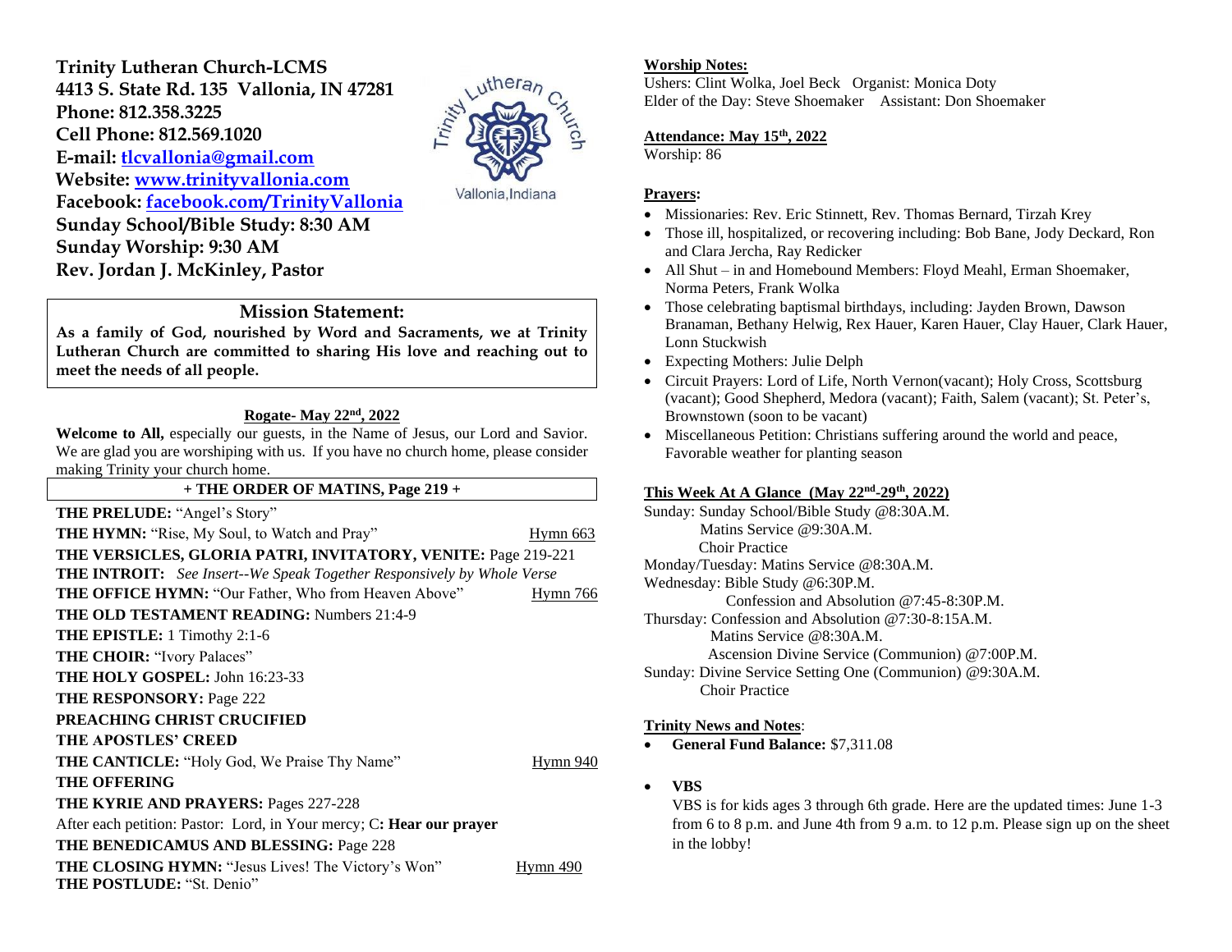**Trinity Lutheran Church-LCMS**
**4413 S. State Rd. 135 Vallonia, IN 47281**
**Phone: 812.358.3225**
**Cell Phone: 812.569.1020**
**E-mail: tlcvallonia@gmail.com**
**Website: www.trinityvallonia.com**
**Facebook: facebook.com/TrinityVallonia**
**Sunday School/Bible Study: 8:30 AM**
**Sunday Worship: 9:30 AM**
**Rev. Jordan J. McKinley, Pastor**

## Mission Statement:

**As a family of God, nourished by Word and Sacraments, we at Trinity Lutheran Church are committed to sharing His love and reaching out to meet the needs of all people.**

### Rogate- May 22nd, 2022

**Welcome to All,** especially our guests, in the Name of Jesus, our Lord and Savior. We are glad you are worshiping with us. If you have no church home, please consider making Trinity your church home.

**+ THE ORDER OF MATINS, Page 219 +**

**THE PRELUDE:** "Angel's Story"

**THE HYMN:** "Rise, My Soul, to Watch and Pray" Hymn 663

**THE VERSICLES, GLORIA PATRI, INVITATORY, VENITE:** Page 219-221

**THE INTROIT:** *See Insert--We Speak Together Responsively by Whole Verse*

**THE OFFICE HYMN:** "Our Father, Who from Heaven Above" Hymn 766

**THE OLD TESTAMENT READING:** Numbers 21:4-9

**THE EPISTLE:** 1 Timothy 2:1-6

**THE CHOIR:** "Ivory Palaces"

**THE HOLY GOSPEL:** John 16:23-33

**THE RESPONSORY:** Page 222

**PREACHING CHRIST CRUCIFIED**

**THE APOSTLES' CREED**

**THE CANTICLE:** "Holy God, We Praise Thy Name" Hymn 940

**THE OFFERING**

**THE KYRIE AND PRAYERS:** Pages 227-228

After each petition: Pastor: Lord, in Your mercy; C**: Hear our prayer**

**THE BENEDICAMUS AND BLESSING:** Page 228

**THE CLOSING HYMN:** "Jesus Lives! The Victory's Won" Hymn 490

**THE POSTLUDE:** "St. Denio"

**Worship Notes:**

Ushers: Clint Wolka, Joel Beck Organist: Monica Doty
Elder of the Day: Steve Shoemaker Assistant: Don Shoemaker

**Attendance: May 15th, 2022**

Worship: 86

**Prayers:**

- Missionaries: Rev. Eric Stinnett, Rev. Thomas Bernard, Tirzah Krey
- Those ill, hospitalized, or recovering including: Bob Bane, Jody Deckard, Ron and Clara Jercha, Ray Redicker
- All Shut – in and Homebound Members: Floyd Meahl, Erman Shoemaker, Norma Peters, Frank Wolka
- Those celebrating baptismal birthdays, including: Jayden Brown, Dawson Branaman, Bethany Helwig, Rex Hauer, Karen Hauer, Clay Hauer, Clark Hauer, Lonn Stuckwish
- Expecting Mothers: Julie Delph
- Circuit Prayers: Lord of Life, North Vernon(vacant); Holy Cross, Scottsburg (vacant); Good Shepherd, Medora (vacant); Faith, Salem (vacant); St. Peter's, Brownstown (soon to be vacant)
- Miscellaneous Petition: Christians suffering around the world and peace, Favorable weather for planting season

**This Week At A Glance (May 22nd-29th, 2022)**

Sunday: Sunday School/Bible Study @8:30A.M.
Matins Service @9:30A.M.
Choir Practice
Monday/Tuesday: Matins Service @8:30A.M.
Wednesday: Bible Study @6:30P.M.
Confession and Absolution @7:45-8:30P.M.
Thursday: Confession and Absolution @7:30-8:15A.M.
Matins Service @8:30A.M.
Ascension Divine Service (Communion) @7:00P.M.
Sunday: Divine Service Setting One (Communion) @9:30A.M.
Choir Practice

**Trinity News and Notes**:

- **General Fund Balance:** $7,311.08
- **VBS**

  VBS is for kids ages 3 through 6th grade. Here are the updated times: June 1-3 from 6 to 8 p.m. and June 4th from 9 a.m. to 12 p.m. Please sign up on the sheet in the lobby!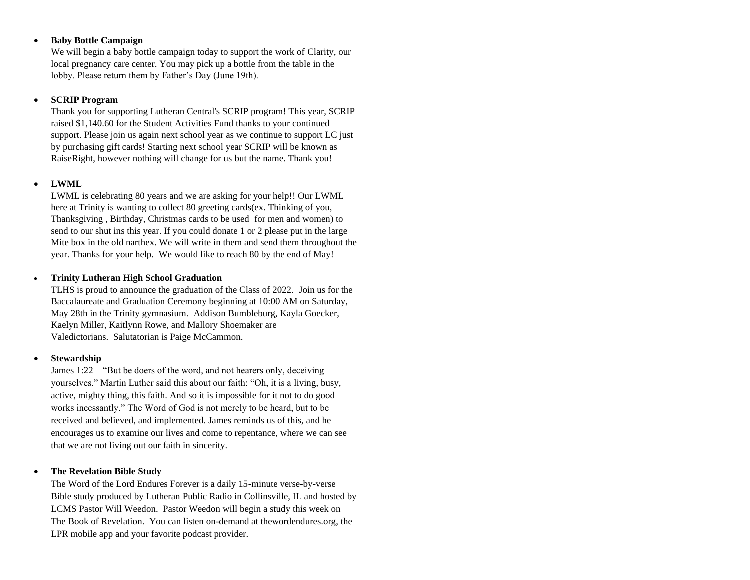- **Baby Bottle Campaign**
  We will begin a baby bottle campaign today to support the work of Clarity, our local pregnancy care center. You may pick up a bottle from the table in the lobby. Please return them by Father's Day (June 19th).

- **SCRIP Program**
  Thank you for supporting Lutheran Central's SCRIP program! This year, SCRIP raised $1,140.60 for the Student Activities Fund thanks to your continued support. Please join us again next school year as we continue to support LC just by purchasing gift cards! Starting next school year SCRIP will be known as RaiseRight, however nothing will change for us but the name. Thank you!

- **LWML**
  LWML is celebrating 80 years and we are asking for your help!! Our LWML here at Trinity is wanting to collect 80 greeting cards(ex. Thinking of you, Thanksgiving , Birthday, Christmas cards to be used for men and women) to send to our shut ins this year. If you could donate 1 or 2 please put in the large Mite box in the old narthex. We will write in them and send them throughout the year. Thanks for your help. We would like to reach 80 by the end of May!

- **Trinity Lutheran High School Graduation**
  TLHS is proud to announce the graduation of the Class of 2022. Join us for the Baccalaureate and Graduation Ceremony beginning at 10:00 AM on Saturday, May 28th in the Trinity gymnasium. Addison Bumbleburg, Kayla Goecker, Kaelyn Miller, Kaitlynn Rowe, and Mallory Shoemaker are Valedictorians. Salutatorian is Paige McCammon.

- **Stewardship**
  James 1:22 – "But be doers of the word, and not hearers only, deceiving yourselves." Martin Luther said this about our faith: "Oh, it is a living, busy, active, mighty thing, this faith. And so it is impossible for it not to do good works incessantly." The Word of God is not merely to be heard, but to be received and believed, and implemented. James reminds us of this, and he encourages us to examine our lives and come to repentance, where we can see that we are not living out our faith in sincerity.

- **The Revelation Bible Study**
  The Word of the Lord Endures Forever is a daily 15-minute verse-by-verse Bible study produced by Lutheran Public Radio in Collinsville, IL and hosted by LCMS Pastor Will Weedon. Pastor Weedon will begin a study this week on The Book of Revelation. You can listen on-demand at thewordendures.org, the LPR mobile app and your favorite podcast provider.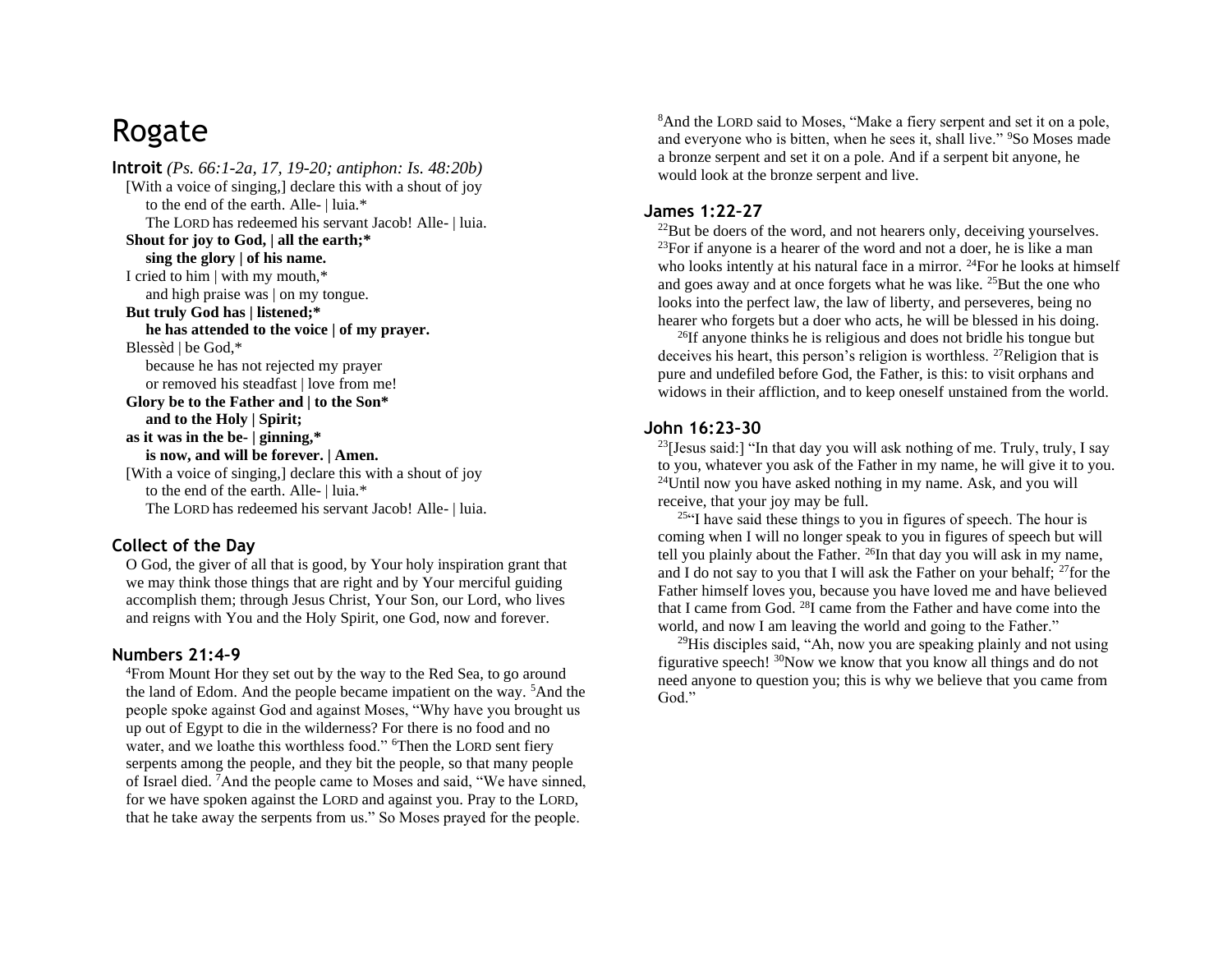# Rogate

## Introit *(Ps. 66:1-2a, 17, 19-20; antiphon: Is. 48:20b)*

[With a voice of singing,] declare this with a shout of joy
to the end of the earth. Alle- | luia.*
The LORD has redeemed his servant Jacob! Alle- | luia.
**Shout for joy to God, | all the earth;***
**sing the glory | of his name.**
I cried to him | with my mouth,*
and high praise was | on my tongue.
**But truly God has | listened;***
**he has attended to the voice | of my prayer.**
Blessèd | be God,*
because he has not rejected my prayer
or removed his steadfast | love from me!
**Glory be to the Father and | to the Son***
**and to the Holy | Spirit;**
**as it was in the be- | ginning,***
**is now, and will be forever. | Amen.**
[With a voice of singing,] declare this with a shout of joy
to the end of the earth. Alle- | luia.*
The LORD has redeemed his servant Jacob! Alle- | luia.

## Collect of the Day

O God, the giver of all that is good, by Your holy inspiration grant that we may think those things that are right and by Your merciful guiding accomplish them; through Jesus Christ, Your Son, our Lord, who lives and reigns with You and the Holy Spirit, one God, now and forever.

## Numbers 21:4–9

[4]From Mount Hor they set out by the way to the Red Sea, to go around the land of Edom. And the people became impatient on the way. [5]And the people spoke against God and against Moses, "Why have you brought us up out of Egypt to die in the wilderness? For there is no food and no water, and we loathe this worthless food." [6]Then the LORD sent fiery serpents among the people, and they bit the people, so that many people of Israel died. [7]And the people came to Moses and said, "We have sinned, for we have spoken against the LORD and against you. Pray to the LORD, that he take away the serpents from us." So Moses prayed for the people. [8]And the LORD said to Moses, "Make a fiery serpent and set it on a pole, and everyone who is bitten, when he sees it, shall live." [9]So Moses made a bronze serpent and set it on a pole. And if a serpent bit anyone, he would look at the bronze serpent and live.

## James 1:22–27

[22]But be doers of the word, and not hearers only, deceiving yourselves. [23]For if anyone is a hearer of the word and not a doer, he is like a man who looks intently at his natural face in a mirror. [24]For he looks at himself and goes away and at once forgets what he was like. [25]But the one who looks into the perfect law, the law of liberty, and perseveres, being no hearer who forgets but a doer who acts, he will be blessed in his doing.

[26]If anyone thinks he is religious and does not bridle his tongue but deceives his heart, this person's religion is worthless. [27]Religion that is pure and undefiled before God, the Father, is this: to visit orphans and widows in their affliction, and to keep oneself unstained from the world.

## John 16:23–30

[23][Jesus said:] "In that day you will ask nothing of me. Truly, truly, I say to you, whatever you ask of the Father in my name, he will give it to you. [24]Until now you have asked nothing in my name. Ask, and you will receive, that your joy may be full.

[25]"I have said these things to you in figures of speech. The hour is coming when I will no longer speak to you in figures of speech but will tell you plainly about the Father. [26]In that day you will ask in my name, and I do not say to you that I will ask the Father on your behalf; [27]for the Father himself loves you, because you have loved me and have believed that I came from God. [28]I came from the Father and have come into the world, and now I am leaving the world and going to the Father."

[29]His disciples said, "Ah, now you are speaking plainly and not using figurative speech! [30]Now we know that you know all things and do not need anyone to question you; this is why we believe that you came from God."